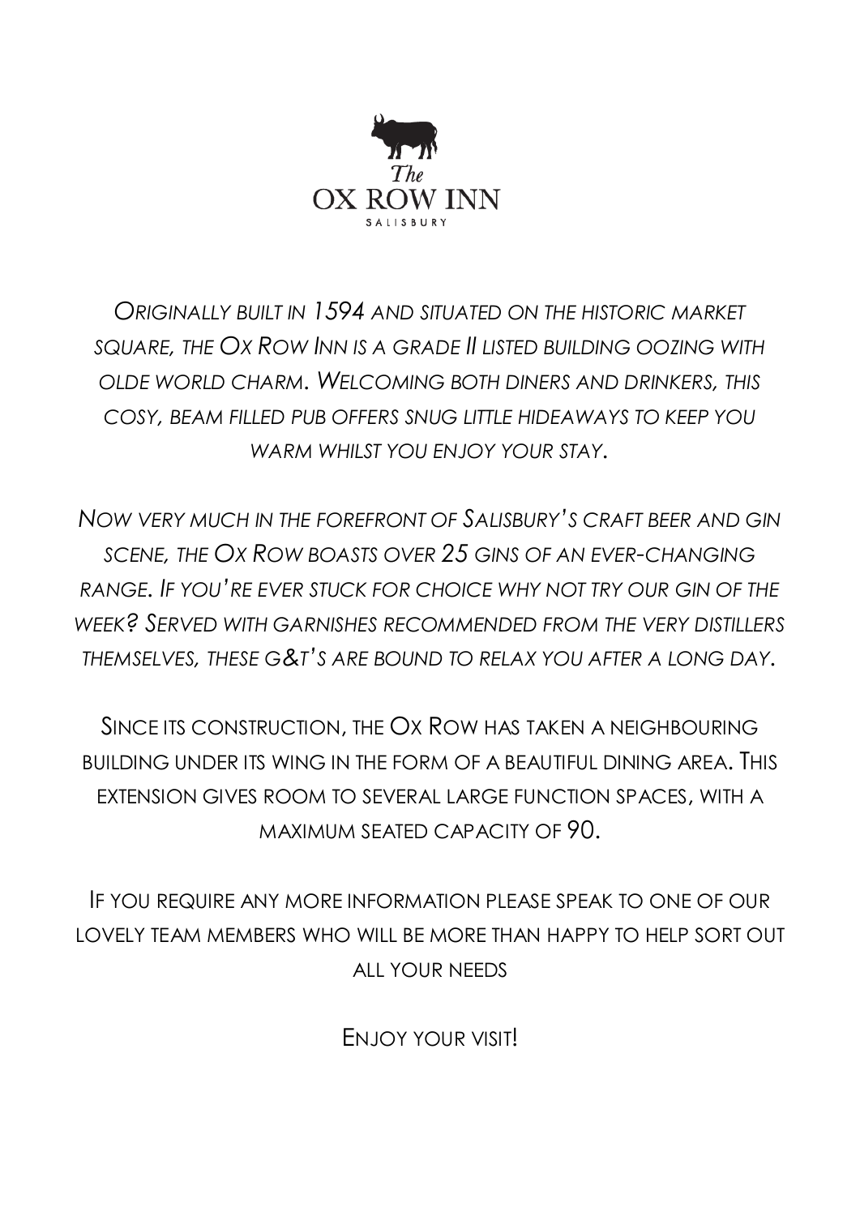# The OX ROW INN

SALISBURY

*Originally built in 1594 and situated on the historic market square, the Ox Row Inn is a grade II listed building oozing with olde world charm. Welcoming both diners and drinkers, this cosy, beam filled pub offers snug little hideaways to keep you warm whilst you enjoy your stay.*

*Now very much in the forefront of Salisbury's craft beer and gin scene, the Ox Row boasts over 25 gins of an ever-changing range. If you're ever stuck for choice why not try our gin of the week? Served with garnishes recommended from the very distillers themselves, these G&T's are bound to relax you after a long day.*

Since its construction, the Ox Row has taken a neighbouring building under its wing in the form of a beautiful dining area. This extension gives room to several large function spaces, with a maximum seated capacity of 90.

If you require any more information please speak to one of our lovely team members who will be more than happy to help sort out all your needs

Enjoy your visit!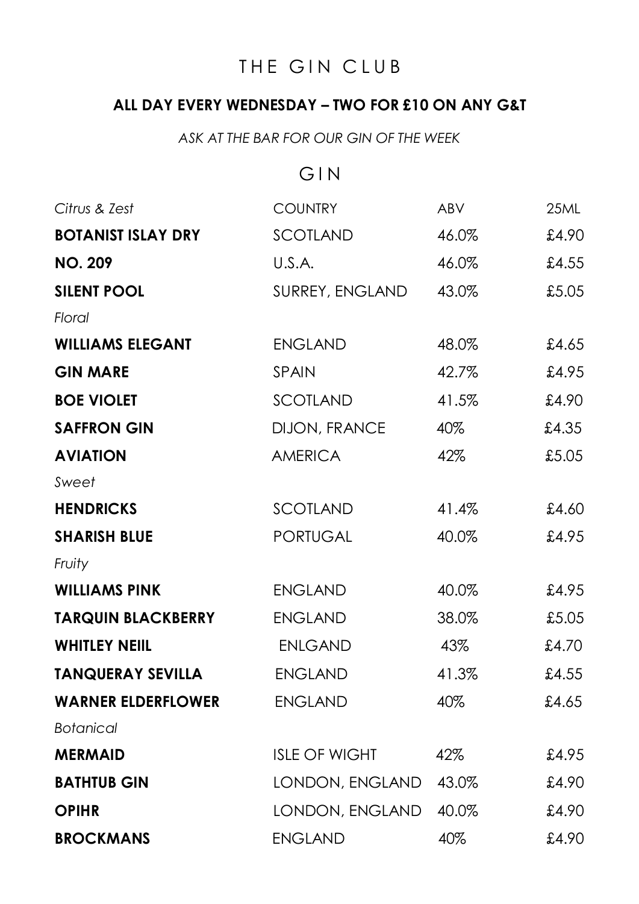# THE GIN CLUB

**ALL DAY EVERY WEDNESDAY – TWO FOR £10 ON ANY G&T**

*ASK AT THE BAR FOR OUR GIN OF THE WEEK*

## GIN

| *Citrus & Zest* | COUNTRY | ABV | 25ML |
|---|---|---|---|
| **BOTANIST ISLAY DRY** | SCOTLAND | 46.0% | £4.90 |
| **NO. 209** | U.S.A. | 46.0% | £4.55 |
| **SILENT POOL** | SURREY, ENGLAND | 43.0% | £5.05 |
| *Floral* | | | |
| **WILLIAMS ELEGANT** | ENGLAND | 48.0% | £4.65 |
| **GIN MARE** | SPAIN | 42.7% | £4.95 |
| **BOE VIOLET** | SCOTLAND | 41.5% | £4.90 |
| **SAFFRON GIN** | DIJON, FRANCE | 40% | £4.35 |
| **AVIATION** | AMERICA | 42% | £5.05 |
| *Sweet* | | | |
| **HENDRICKS** | SCOTLAND | 41.4% | £4.60 |
| **SHARISH BLUE** | PORTUGAL | 40.0% | £4.95 |
| *Fruity* | | | |
| **WILLIAMS PINK** | ENGLAND | 40.0% | £4.95 |
| **TARQUIN BLACKBERRY** | ENGLAND | 38.0% | £5.05 |
| **WHITLEY NEIIL** | ENLGAND | 43% | £4.70 |
| **TANQUERAY SEVILLA** | ENGLAND | 41.3% | £4.55 |
| **WARNER ELDERFLOWER** | ENGLAND | 40% | £4.65 |
| *Botanical* | | | |
| **MERMAID** | ISLE OF WIGHT | 42% | £4.95 |
| **BATHTUB GIN** | LONDON, ENGLAND | 43.0% | £4.90 |
| **OPIHR** | LONDON, ENGLAND | 40.0% | £4.90 |
| **BROCKMANS** | ENGLAND | 40% | £4.90 |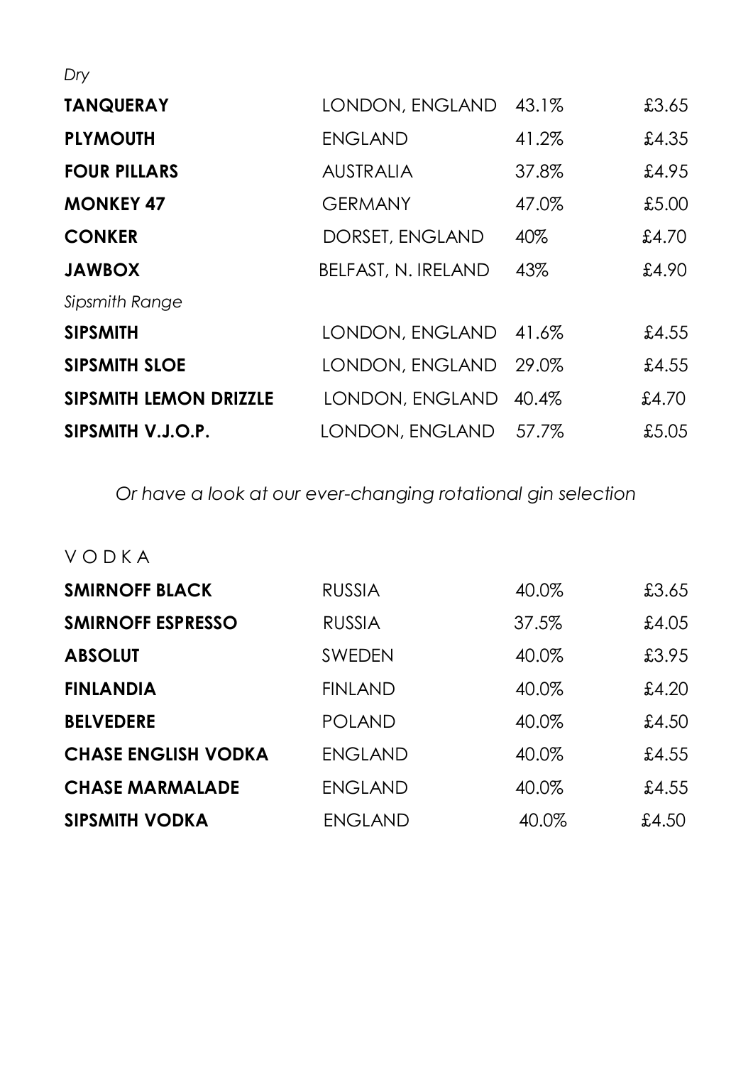*Dry*

| | | | |
|---|---|---|---|
| **TANQUERAY** | LONDON, ENGLAND | 43.1% | £3.65 |
| **PLYMOUTH** | ENGLAND | 41.2% | £4.35 |
| **FOUR PILLARS** | AUSTRALIA | 37.8% | £4.95 |
| **MONKEY 47** | GERMANY | 47.0% | £5.00 |
| **CONKER** | DORSET, ENGLAND | 40% | £4.70 |
| **JAWBOX** | BELFAST, N. IRELAND | 43% | £4.90 |

*Sipsmith Range*

| | | | |
|---|---|---|---|
| **SIPSMITH** | LONDON, ENGLAND | 41.6% | £4.55 |
| **SIPSMITH SLOE** | LONDON, ENGLAND | 29.0% | £4.55 |
| **SIPSMITH LEMON DRIZZLE** | LONDON, ENGLAND | 40.4% | £4.70 |
| **SIPSMITH V.J.O.P.** | LONDON, ENGLAND | 57.7% | £5.05 |

*Or have a look at our ever-changing rotational gin selection*

## VODKA

| | | | |
|---|---|---|---|
| **SMIRNOFF BLACK** | RUSSIA | 40.0% | £3.65 |
| **SMIRNOFF ESPRESSO** | RUSSIA | 37.5% | £4.05 |
| **ABSOLUT** | SWEDEN | 40.0% | £3.95 |
| **FINLANDIA** | FINLAND | 40.0% | £4.20 |
| **BELVEDERE** | POLAND | 40.0% | £4.50 |
| **CHASE ENGLISH VODKA** | ENGLAND | 40.0% | £4.55 |
| **CHASE MARMALADE** | ENGLAND | 40.0% | £4.55 |
| **SIPSMITH VODKA** | ENGLAND | 40.0% | £4.50 |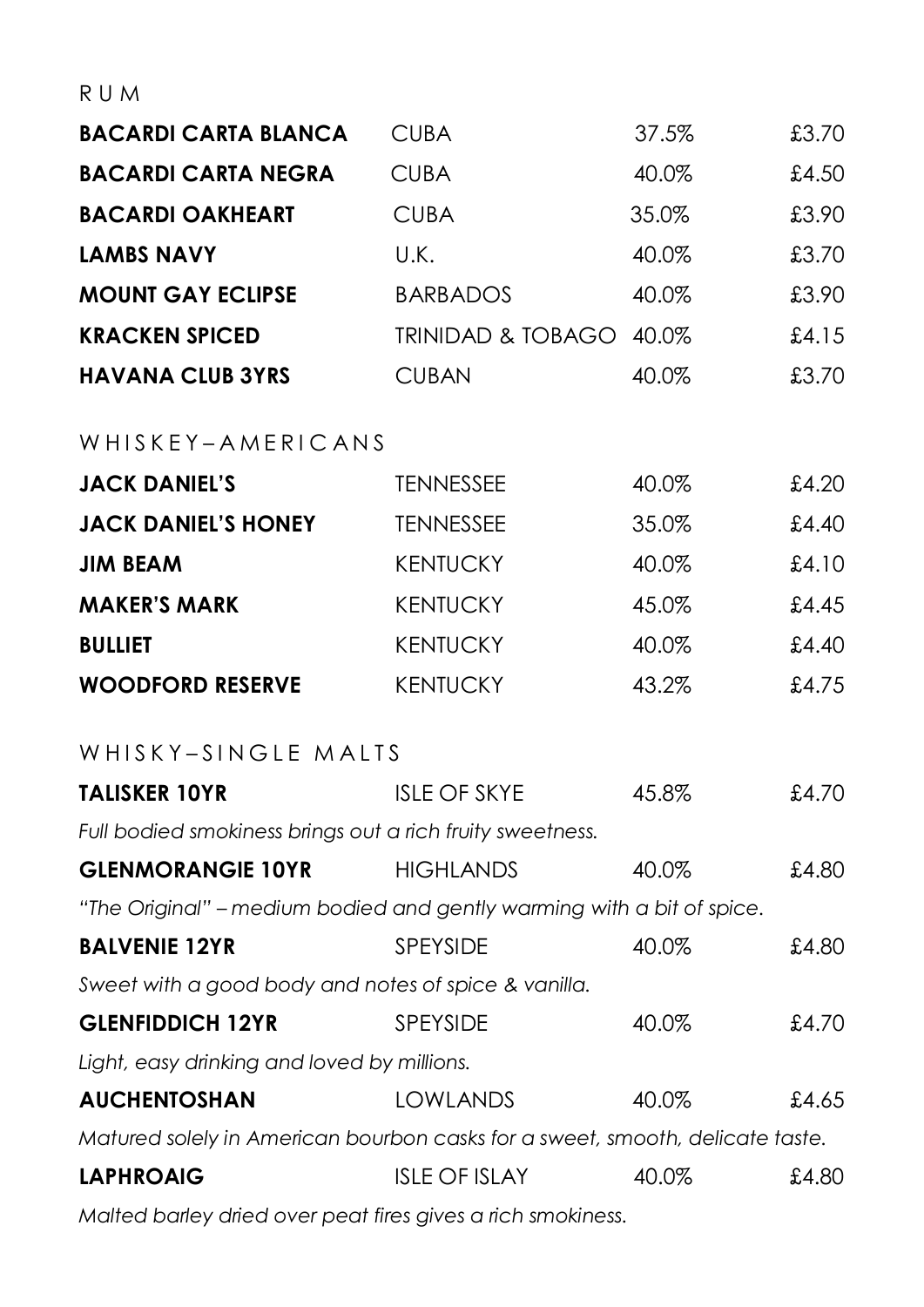## RUM

| | | | |
|---|---|---|---|
| **BACARDI CARTA BLANCA** | CUBA | 37.5% | £3.70 |
| **BACARDI CARTA NEGRA** | CUBA | 40.0% | £4.50 |
| **BACARDI OAKHEART** | CUBA | 35.0% | £3.90 |
| **LAMBS NAVY** | U.K. | 40.0% | £3.70 |
| **MOUNT GAY ECLIPSE** | BARBADOS | 40.0% | £3.90 |
| **KRACKEN SPICED** | TRINIDAD & TOBAGO | 40.0% | £4.15 |
| **HAVANA CLUB 3YRS** | CUBAN | 40.0% | £3.70 |

## WHISKEY–AMERICANS

| | | | |
|---|---|---|---|
| **JACK DANIEL'S** | TENNESSEE | 40.0% | £4.20 |
| **JACK DANIEL'S HONEY** | TENNESSEE | 35.0% | £4.40 |
| **JIM BEAM** | KENTUCKY | 40.0% | £4.10 |
| **MAKER'S MARK** | KENTUCKY | 45.0% | £4.45 |
| **BULLIET** | KENTUCKY | 40.0% | £4.40 |
| **WOODFORD RESERVE** | KENTUCKY | 43.2% | £4.75 |

## WHISKY–SINGLE MALTS

| | | | |
|---|---|---|---|
| **TALISKER 10YR** | ISLE OF SKYE | 45.8% | £4.70 |
| *Full bodied smokiness brings out a rich fruity sweetness.* | | | |
| **GLENMORANGIE 10YR** | HIGHLANDS | 40.0% | £4.80 |
| *"The Original" – medium bodied and gently warming with a bit of spice.* | | | |
| **BALVENIE 12YR** | SPEYSIDE | 40.0% | £4.80 |
| *Sweet with a good body and notes of spice & vanilla.* | | | |
| **GLENFIDDICH 12YR** | SPEYSIDE | 40.0% | £4.70 |
| *Light, easy drinking and loved by millions.* | | | |
| **AUCHENTOSHAN** | LOWLANDS | 40.0% | £4.65 |
| *Matured solely in American bourbon casks for a sweet, smooth, delicate taste.* | | | |
| **LAPHROAIG** | ISLE OF ISLAY | 40.0% | £4.80 |
| *Malted barley dried over peat fires gives a rich smokiness.* | | | |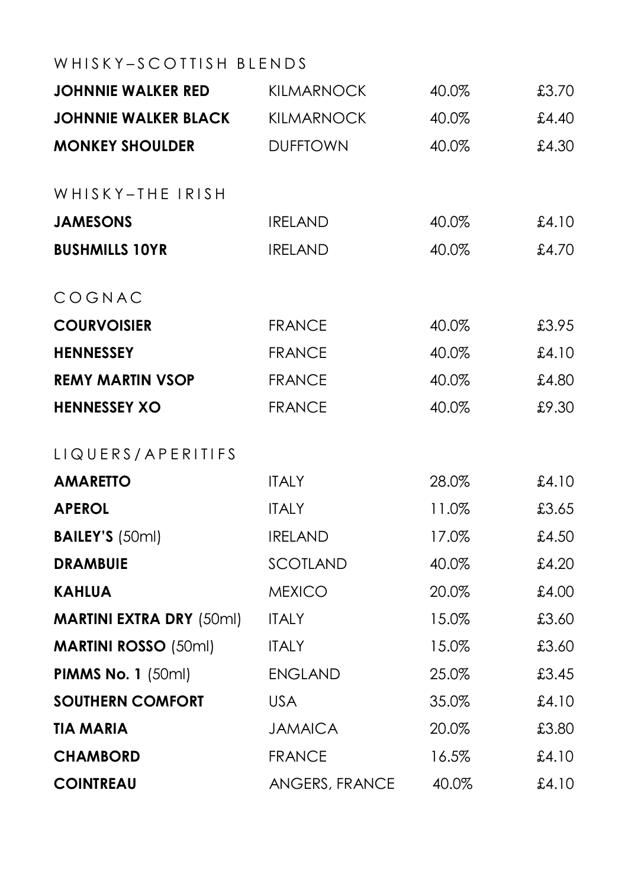## WHISKY–SCOTTISH BLENDS

| | | | |
|---|---|---|---|
| **JOHNNIE WALKER RED** | KILMARNOCK | 40.0% | £3.70 |
| **JOHNNIE WALKER BLACK** | KILMARNOCK | 40.0% | £4.40 |
| **MONKEY SHOULDER** | DUFFTOWN | 40.0% | £4.30 |

## WHISKY–THE IRISH

| | | | |
|---|---|---|---|
| **JAMESONS** | IRELAND | 40.0% | £4.10 |
| **BUSHMILLS 10YR** | IRELAND | 40.0% | £4.70 |

## COGNAC

| | | | |
|---|---|---|---|
| **COURVOISIER** | FRANCE | 40.0% | £3.95 |
| **HENNESSEY** | FRANCE | 40.0% | £4.10 |
| **REMY MARTIN VSOP** | FRANCE | 40.0% | £4.80 |
| **HENNESSEY XO** | FRANCE | 40.0% | £9.30 |

## LIQUERS/APERITIFS

| | | | |
|---|---|---|---|
| **AMARETTO** | ITALY | 28.0% | £4.10 |
| **APEROL** | ITALY | 11.0% | £3.65 |
| **BAILEY'S** (50ml) | IRELAND | 17.0% | £4.50 |
| **DRAMBUIE** | SCOTLAND | 40.0% | £4.20 |
| **KAHLUA** | MEXICO | 20.0% | £4.00 |
| **MARTINI EXTRA DRY** (50ml) | ITALY | 15.0% | £3.60 |
| **MARTINI ROSSO** (50ml) | ITALY | 15.0% | £3.60 |
| **PIMMS No. 1** (50ml) | ENGLAND | 25.0% | £3.45 |
| **SOUTHERN COMFORT** | USA | 35.0% | £4.10 |
| **TIA MARIA** | JAMAICA | 20.0% | £3.80 |
| **CHAMBORD** | FRANCE | 16.5% | £4.10 |
| **COINTREAU** | ANGERS, FRANCE | 40.0% | £4.10 |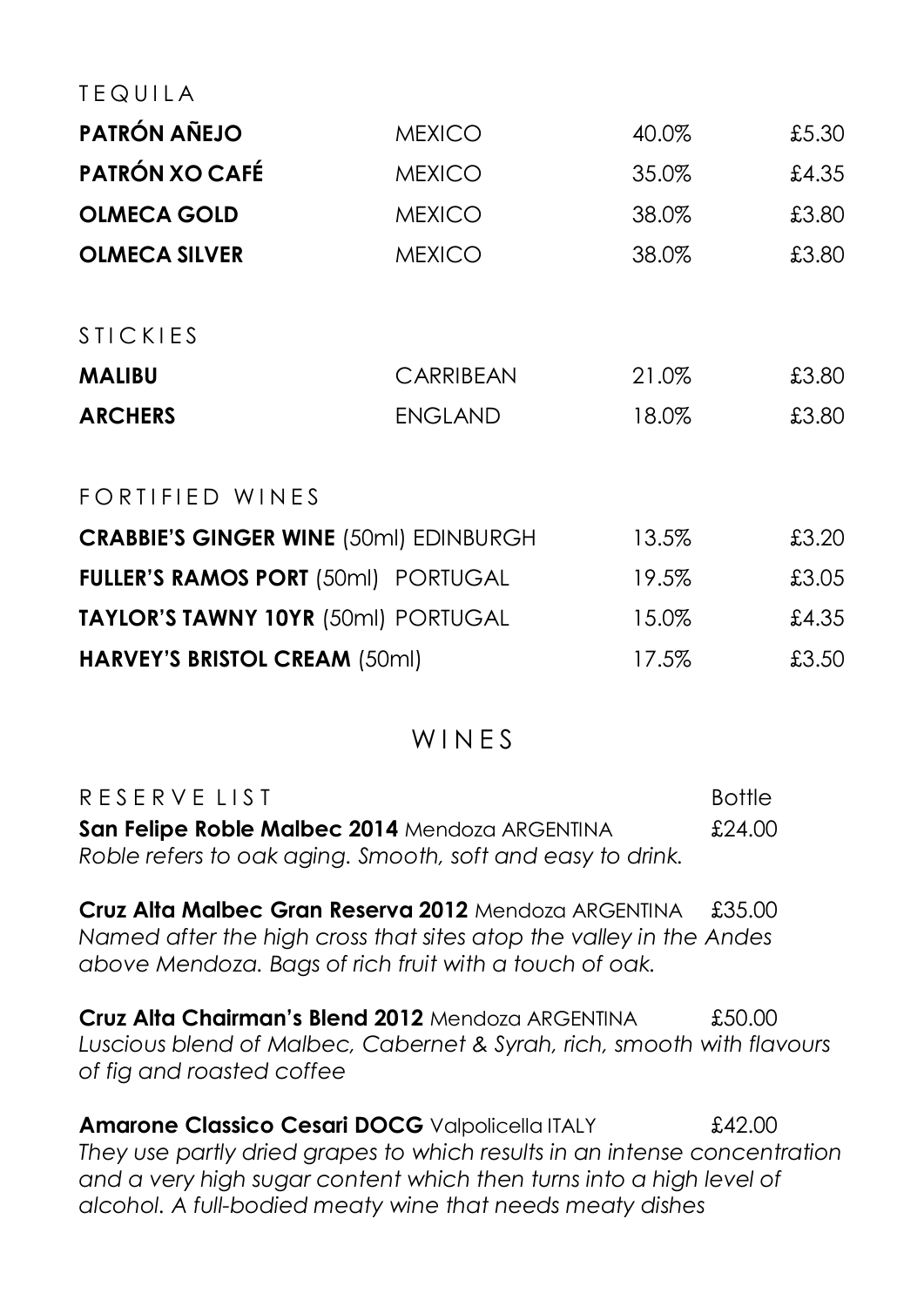## TEQUILA

| | | | |
|---|---|---|---|
| **PATRÓN AÑEJO** | MEXICO | 40.0% | £5.30 |
| **PATRÓN XO CAFÉ** | MEXICO | 35.0% | £4.35 |
| **OLMECA GOLD** | MEXICO | 38.0% | £3.80 |
| **OLMECA SILVER** | MEXICO | 38.0% | £3.80 |

## STICKIES

| | | | |
|---|---|---|---|
| **MALIBU** | CARRIBEAN | 21.0% | £3.80 |
| **ARCHERS** | ENGLAND | 18.0% | £3.80 |

## FORTIFIED WINES

| | | |
|---|---|---|
| **CRABBIE'S GINGER WINE** (50ml) EDINBURGH | 13.5% | £3.20 |
| **FULLER'S RAMOS PORT** (50ml) PORTUGAL | 19.5% | £3.05 |
| **TAYLOR'S TAWNY 10YR** (50ml) PORTUGAL | 15.0% | £4.35 |
| **HARVEY'S BRISTOL CREAM** (50ml) | 17.5% | £3.50 |

# WINES

## RESERVE LIST

Bottle

**San Felipe Roble Malbec 2014** Mendoza ARGENTINA — £24.00
*Roble refers to oak aging. Smooth, soft and easy to drink.*

**Cruz Alta Malbec Gran Reserva 2012** Mendoza ARGENTINA — £35.00
*Named after the high cross that sites atop the valley in the Andes above Mendoza. Bags of rich fruit with a touch of oak.*

**Cruz Alta Chairman's Blend 2012** Mendoza ARGENTINA — £50.00
*Luscious blend of Malbec, Cabernet & Syrah, rich, smooth with flavours of fig and roasted coffee*

**Amarone Classico Cesari DOCG** Valpolicella ITALY — £42.00
*They use partly dried grapes to which results in an intense concentration and a very high sugar content which then turns into a high level of alcohol. A full-bodied meaty wine that needs meaty dishes*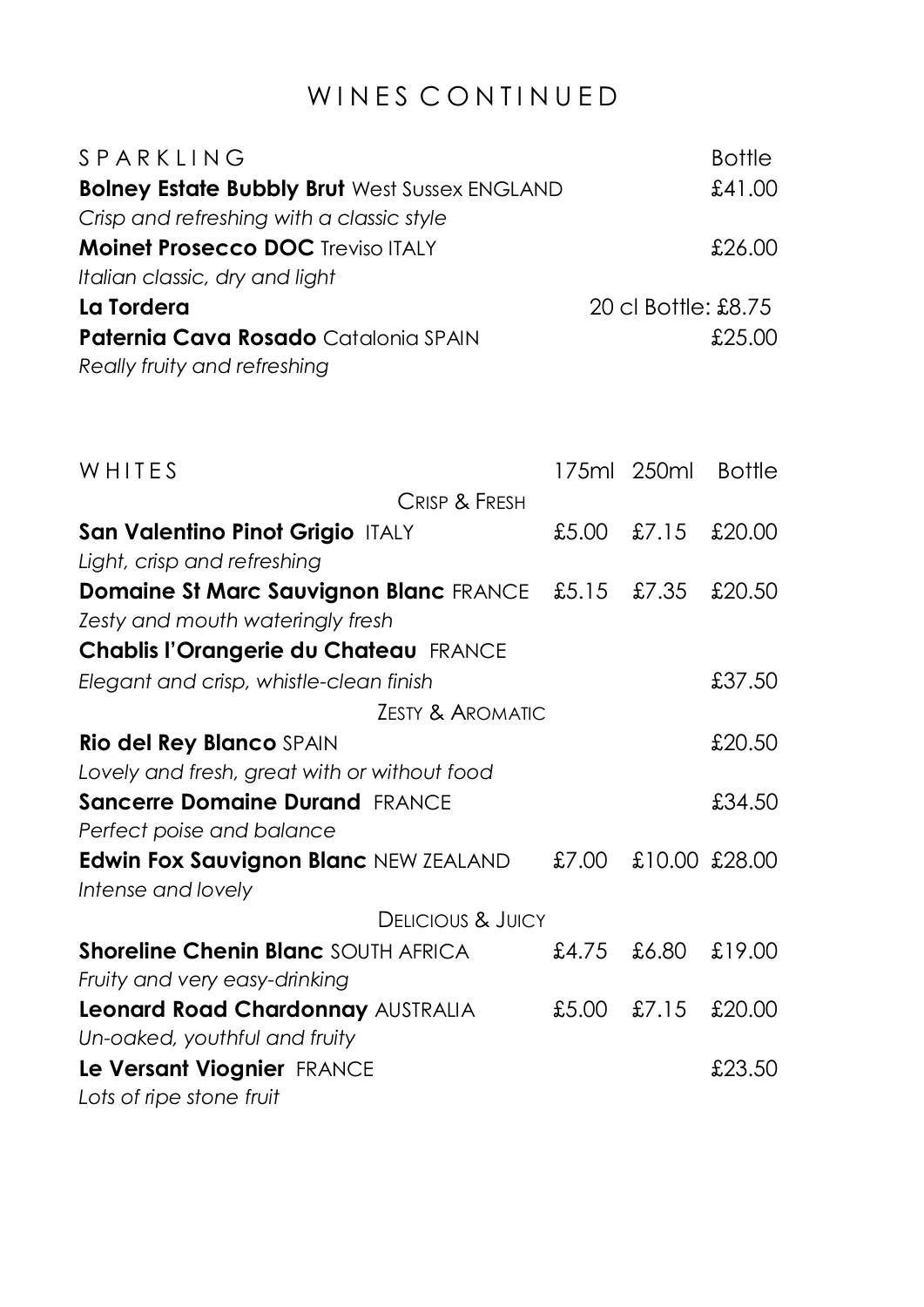# WINES CONTINUED

| SPARKLING | Bottle |
|---|---|
| **Bolney Estate Bubbly Brut** West Sussex ENGLAND | £41.00 |
| *Crisp and refreshing with a classic style* | |
| **Moinet Prosecco DOC** Treviso ITALY | £26.00 |
| *Italian classic, dry and light* | |
| **La Tordera** | 20 cl Bottle: £8.75 |
| **Paternia Cava Rosado** Catalonia SPAIN | £25.00 |
| *Really fruity and refreshing* | |

| WHITES | 175ml | 250ml | Bottle |
|---|---|---|---|
| CRISP & FRESH | | | |
| **San Valentino Pinot Grigio** ITALY | £5.00 | £7.15 | £20.00 |
| *Light, crisp and refreshing* | | | |
| **Domaine St Marc Sauvignon Blanc** FRANCE | £5.15 | £7.35 | £20.50 |
| *Zesty and mouth wateringly fresh* | | | |
| **Chablis l'Orangerie du Chateau** FRANCE | | | |
| *Elegant and crisp, whistle-clean finish* | | | £37.50 |
| ZESTY & AROMATIC | | | |
| **Rio del Rey Blanco** SPAIN | | | £20.50 |
| *Lovely and fresh, great with or without food* | | | |
| **Sancerre Domaine Durand** FRANCE | | | £34.50 |
| *Perfect poise and balance* | | | |
| **Edwin Fox Sauvignon Blanc** NEW ZEALAND | £7.00 | £10.00 | £28.00 |
| *Intense and lovely* | | | |
| DELICIOUS & JUICY | | | |
| **Shoreline Chenin Blanc** SOUTH AFRICA | £4.75 | £6.80 | £19.00 |
| *Fruity and very easy-drinking* | | | |
| **Leonard Road Chardonnay** AUSTRALIA | £5.00 | £7.15 | £20.00 |
| *Un-oaked, youthful and fruity* | | | |
| **Le Versant Viognier** FRANCE | | | £23.50 |
| *Lots of ripe stone fruit* | | | |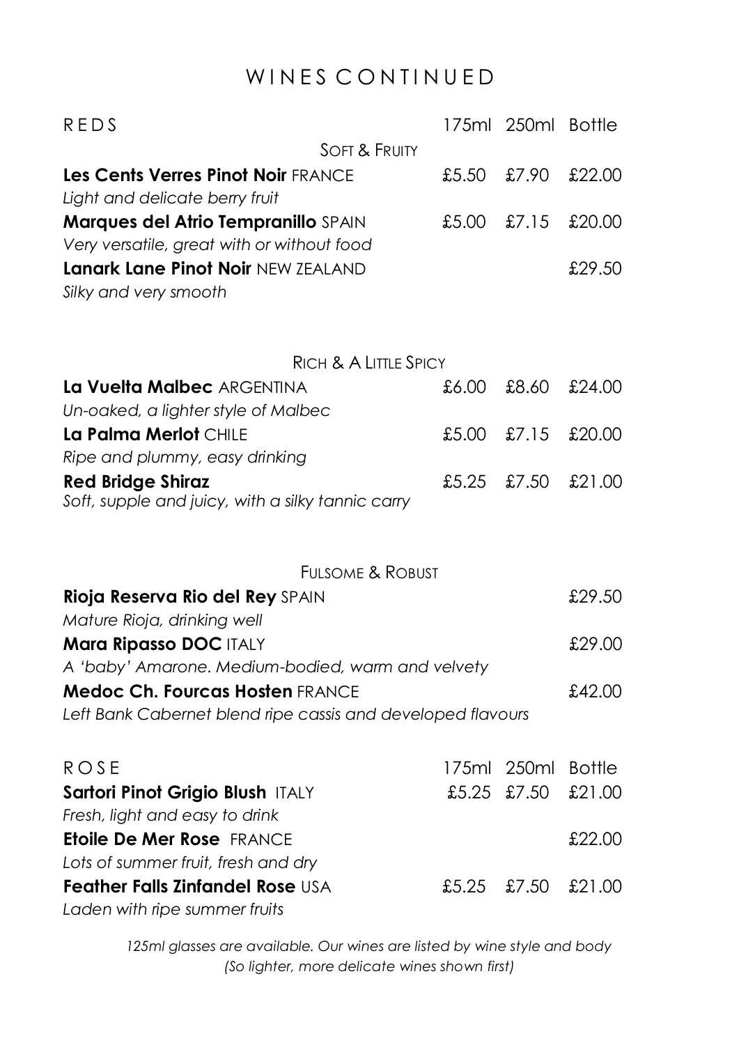# WINES CONTINUED

## REDS

| | 175ml | 250ml | Bottle |
|---|---|---|---|
| **SOFT & FRUITY** | | | |
| **Les Cents Verres Pinot Noir** FRANCE | £5.50 | £7.90 | £22.00 |
| *Light and delicate berry fruit* | | | |
| **Marques del Atrio Tempranillo** SPAIN | £5.00 | £7.15 | £20.00 |
| *Very versatile, great with or without food* | | | |
| **Lanark Lane Pinot Noir** NEW ZEALAND | | | £29.50 |
| *Silky and very smooth* | | | |
| **RICH & A LITTLE SPICY** | | | |
| **La Vuelta Malbec** ARGENTINA | £6.00 | £8.60 | £24.00 |
| *Un-oaked, a lighter style of Malbec* | | | |
| **La Palma Merlot** CHILE | £5.00 | £7.15 | £20.00 |
| *Ripe and plummy, easy drinking* | | | |
| **Red Bridge Shiraz** | £5.25 | £7.50 | £21.00 |
| *Soft, supple and juicy, with a silky tannic carry* | | | |
| **FULSOME & ROBUST** | | | |
| **Rioja Reserva Rio del Rey** SPAIN | | | £29.50 |
| *Mature Rioja, drinking well* | | | |
| **Mara Ripasso DOC** ITALY | | | £29.00 |
| *A 'baby' Amarone. Medium-bodied, warm and velvety* | | | |
| **Medoc Ch. Fourcas Hosten** FRANCE | | | £42.00 |
| *Left Bank Cabernet blend ripe cassis and developed flavours* | | | |

## ROSE

| | 175ml | 250ml | Bottle |
|---|---|---|---|
| **Sartori Pinot Grigio Blush** ITALY | £5.25 | £7.50 | £21.00 |
| *Fresh, light and easy to drink* | | | |
| **Etoile De Mer Rose** FRANCE | | | £22.00 |
| *Lots of summer fruit, fresh and dry* | | | |
| **Feather Falls Zinfandel Rose** USA | £5.25 | £7.50 | £21.00 |
| *Laden with ripe summer fruits* | | | |

*125ml glasses are available. Our wines are listed by wine style and body (So lighter, more delicate wines shown first)*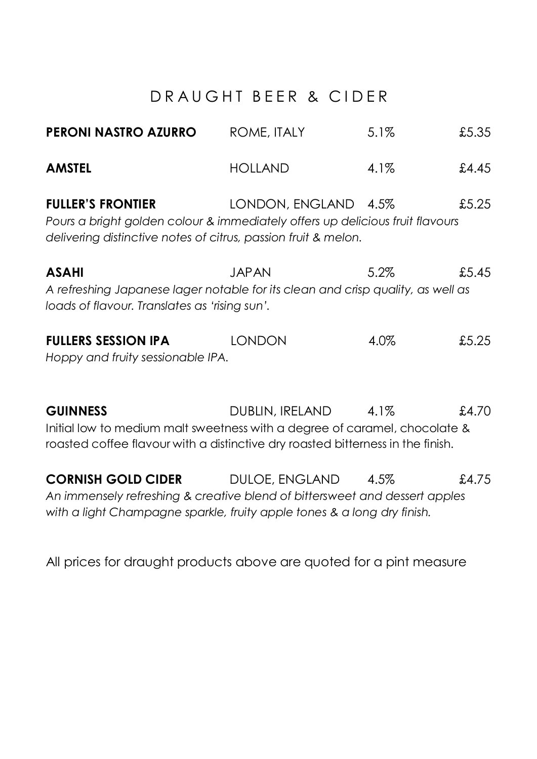# DRAUGHT BEER & CIDER

**PERONI NASTRO AZURRO** ROME, ITALY 5.1% £5.35

**AMSTEL** HOLLAND 4.1% £4.45

**FULLER'S FRONTIER** LONDON, ENGLAND 4.5% £5.25

*Pours a bright golden colour & immediately offers up delicious fruit flavours delivering distinctive notes of citrus, passion fruit & melon.*

**ASAHI** JAPAN 5.2% £5.45

*A refreshing Japanese lager notable for its clean and crisp quality, as well as loads of flavour. Translates as 'rising sun'.*

**FULLERS SESSION IPA** LONDON 4.0% £5.25

*Hoppy and fruity sessionable IPA.*

**GUINNESS** DUBLIN, IRELAND 4.1% £4.70

Initial low to medium malt sweetness with a degree of caramel, chocolate & roasted coffee flavour with a distinctive dry roasted bitterness in the finish.

**CORNISH GOLD CIDER** DULOE, ENGLAND 4.5% £4.75

*An immensely refreshing & creative blend of bittersweet and dessert apples with a light Champagne sparkle, fruity apple tones & a long dry finish.*

All prices for draught products above are quoted for a pint measure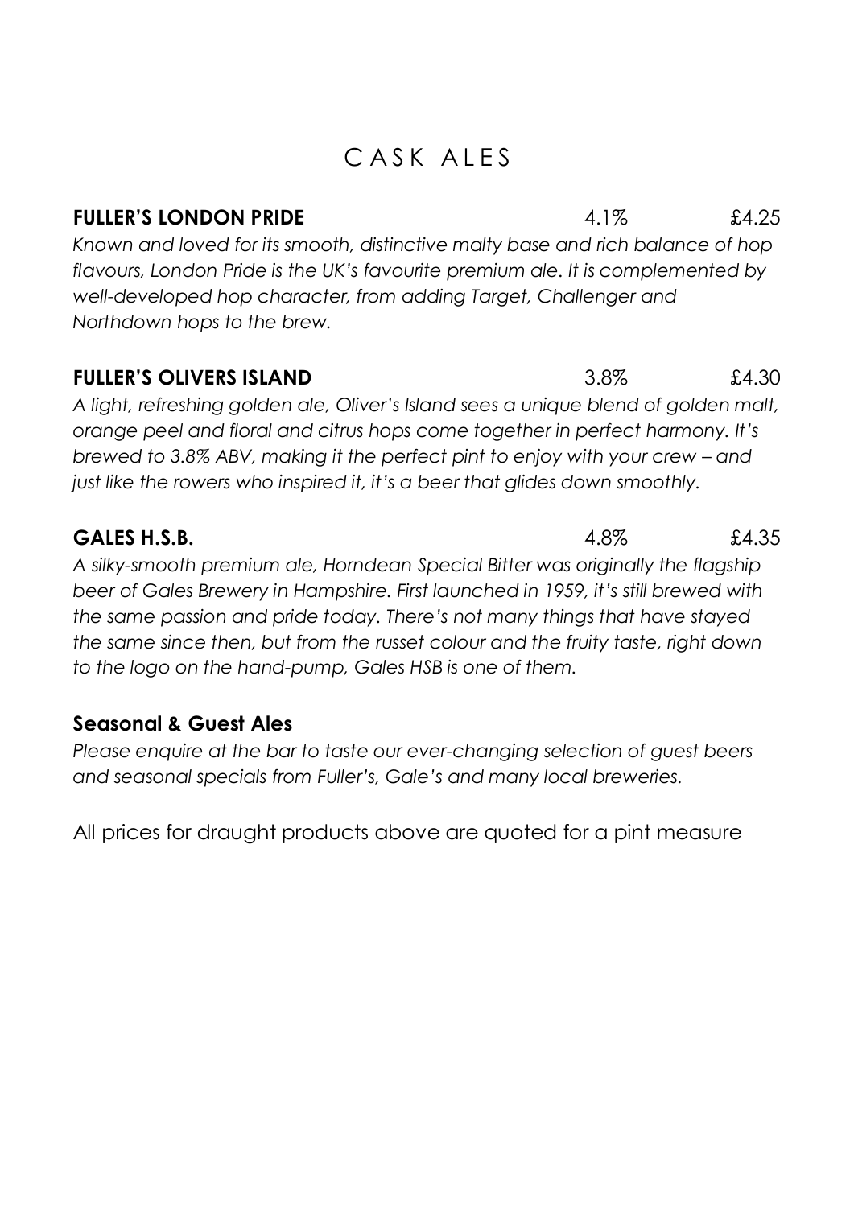# CASK ALES

**FULLER'S LONDON PRIDE** 4.1% £4.25

*Known and loved for its smooth, distinctive malty base and rich balance of hop flavours, London Pride is the UK's favourite premium ale. It is complemented by well-developed hop character, from adding Target, Challenger and Northdown hops to the brew.*

**FULLER'S OLIVERS ISLAND** 3.8% £4.30

*A light, refreshing golden ale, Oliver's Island sees a unique blend of golden malt, orange peel and floral and citrus hops come together in perfect harmony. It's brewed to 3.8% ABV, making it the perfect pint to enjoy with your crew – and just like the rowers who inspired it, it's a beer that glides down smoothly.*

**GALES H.S.B.** 4.8% £4.35

*A silky-smooth premium ale, Horndean Special Bitter was originally the flagship beer of Gales Brewery in Hampshire. First launched in 1959, it's still brewed with the same passion and pride today. There's not many things that have stayed the same since then, but from the russet colour and the fruity taste, right down to the logo on the hand-pump, Gales HSB is one of them.*

**Seasonal & Guest Ales**

*Please enquire at the bar to taste our ever-changing selection of guest beers and seasonal specials from Fuller's, Gale's and many local breweries.*

All prices for draught products above are quoted for a pint measure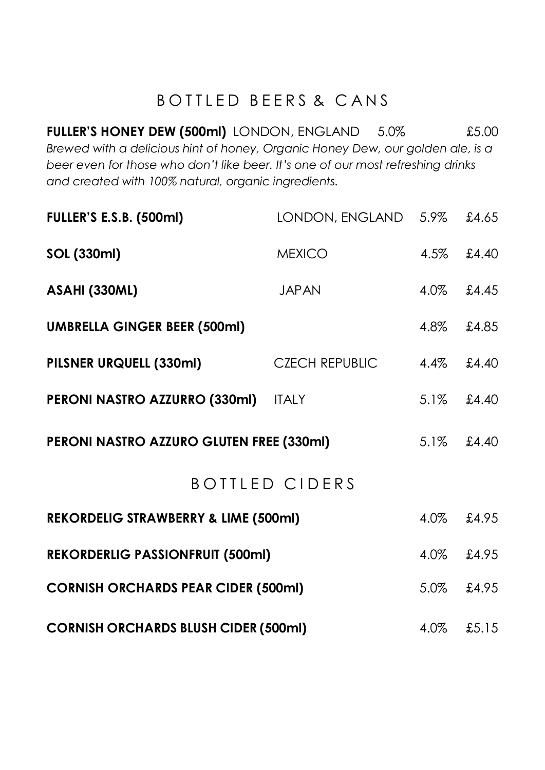## BOTTLED BEERS & CANS

**FULLER'S HONEY DEW (500ml)** LONDON, ENGLAND 5.0% £5.00

*Brewed with a delicious hint of honey, Organic Honey Dew, our golden ale, is a beer even for those who don't like beer. It's one of our most refreshing drinks and created with 100% natural, organic ingredients.*

| | | | |
|---|---|---|---|
| **FULLER'S E.S.B. (500ml)** | LONDON, ENGLAND | 5.9% | £4.65 |
| **SOL (330ml)** | MEXICO | 4.5% | £4.40 |
| **ASAHI (330ML)** | JAPAN | 4.0% | £4.45 |
| **UMBRELLA GINGER BEER (500ml)** | | 4.8% | £4.85 |
| **PILSNER URQUELL (330ml)** | CZECH REPUBLIC | 4.4% | £4.40 |
| **PERONI NASTRO AZZURRO (330ml)** | ITALY | 5.1% | £4.40 |
| **PERONI NASTRO AZZURO GLUTEN FREE (330ml)** | | 5.1% | £4.40 |

## BOTTLED CIDERS

| | | |
|---|---|---|
| **REKORDELIG STRAWBERRY & LIME (500ml)** | 4.0% | £4.95 |
| **REKORDERLIG PASSIONFRUIT (500ml)** | 4.0% | £4.95 |
| **CORNISH ORCHARDS PEAR CIDER (500ml)** | 5.0% | £4.95 |
| **CORNISH ORCHARDS BLUSH CIDER (500ml)** | 4.0% | £5.15 |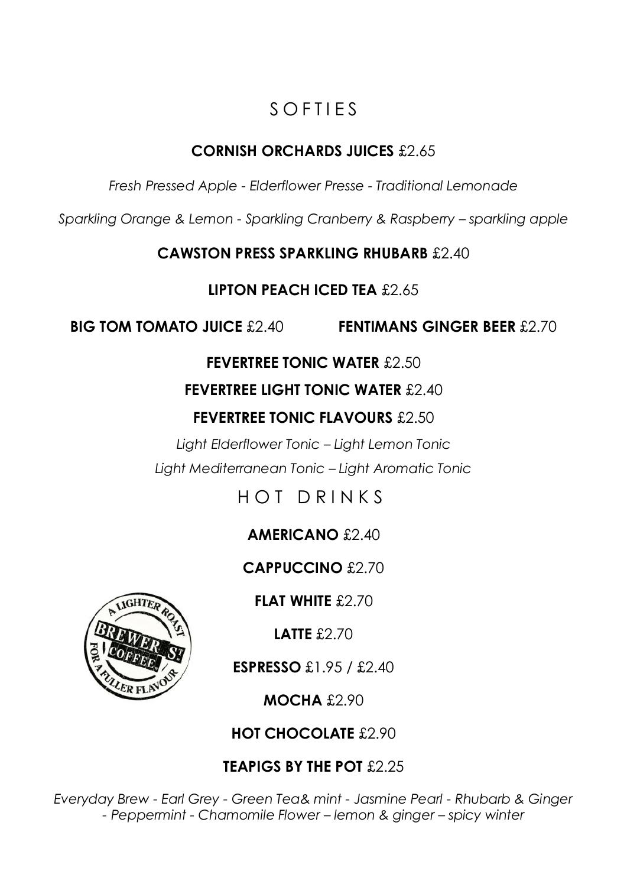# SOFTIES

**CORNISH ORCHARDS JUICES** £2.65

*Fresh Pressed Apple - Elderflower Presse - Traditional Lemonade*

*Sparkling Orange & Lemon - Sparkling Cranberry & Raspberry – sparkling apple*

**CAWSTON PRESS SPARKLING RHUBARB** £2.40

**LIPTON PEACH ICED TEA** £2.65

**BIG TOM TOMATO JUICE** £2.40

**FENTIMANS GINGER BEER** £2.70

**FEVERTREE TONIC WATER** £2.50

**FEVERTREE LIGHT TONIC WATER** £2.40

**FEVERTREE TONIC FLAVOURS** £2.50

*Light Elderflower Tonic – Light Lemon Tonic*

*Light Mediterranean Tonic – Light Aromatic Tonic*

# HOT DRINKS

**AMERICANO** £2.40

**CAPPUCCINO** £2.70

**FLAT WHITE** £2.70

**LATTE** £2.70

**ESPRESSO** £1.95 / £2.40

**MOCHA** £2.90

**HOT CHOCOLATE** £2.90

**TEAPIGS BY THE POT** £2.25

*Everyday Brew - Earl Grey - Green Tea& mint - Jasmine Pearl - Rhubarb & Ginger - Peppermint - Chamomile Flower – lemon & ginger – spicy winter*